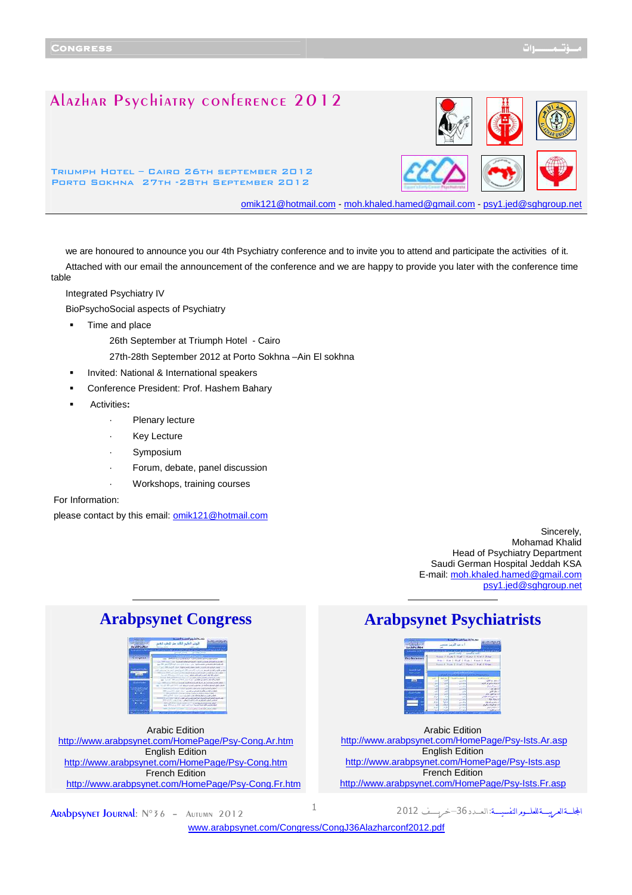# Alazhar Psychiatry conference 2012

Triumph Hotel – Cairo 26th September 2012
Porto Sokhna 27th -28th September 2012

omik121@hotmail.com - moh.khaled.hamed@gmail.com - psy1.jed@sghgroup.net

we are honoured to announce you our 4th Psychiatry conference and to invite you to attend and participate the activities of it.

Attached with our email the announcement of the conference and we are happy to provide you later with the conference time table

Integrated Psychiatry IV

BioPsychoSocial aspects of Psychiatry

- Time and place
  - 26th September at Triumph Hotel - Cairo
  - 27th-28th September 2012 at Porto Sokhna –Ain El sokhna
- Invited: National & International speakers
- Conference President: Prof. Hashem Bahary
- Activities**:**
  - Plenary lecture
  - Key Lecture
  - Symposium
  - Forum, debate, panel discussion
  - Workshops, training courses

For Information:

please contact by this email: omik121@hotmail.com

Sincerely,
Mohamad Khalid
Head of Psychiatry Department
Saudi German Hospital Jeddah KSA
E-mail: moh.khaled.hamed@gmail.com
psy1.jed@sghgroup.net

## Arabpsynet Congress

Arabic Edition
http://www.arabpsynet.com/HomePage/Psy-Cong.Ar.htm
English Edition
http://www.arabpsynet.com/HomePage/Psy-Cong.htm
French Edition
http://www.arabpsynet.com/HomePage/Psy-Cong.Fr.htm

## Arabpsynet Psychiatrists

Arabic Edition
http://www.arabpsynet.com/HomePage/Psy-lsts.Ar.asp
English Edition
http://www.arabpsynet.com/HomePage/Psy-lsts.asp
French Edition
http://www.arabpsynet.com/HomePage/Psy-lsts.Fr.asp

www.arabpsynet.com/Congress/CongJ36Alazharconf2012.pdf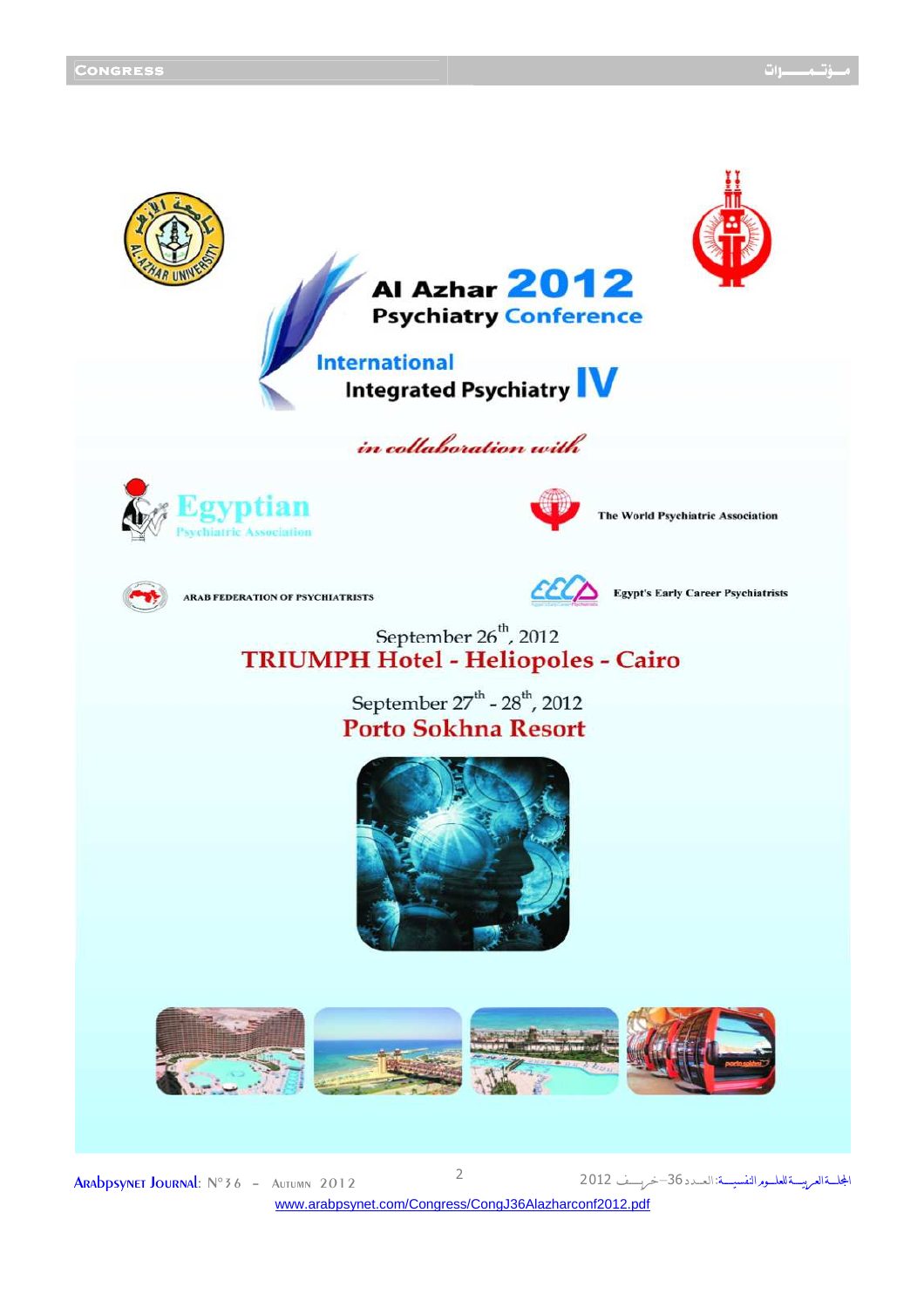# Al Azhar 2012 Psychiatry Conference

## International Integrated Psychiatry IV

*in collaboration with*

Egyptian Psychiatric Association

The World Psychiatric Association

ARAB FEDERATION OF PSYCHIATRISTS

Egypt's Early Career Psychiatrists

September 26th, 2012

**TRIUMPH Hotel - Heliopoles - Cairo**

September 27th - 28th, 2012

**Porto Sokhna Resort**

www.arabpsynet.com/Congress/CongJ36Alazharconf2012.pdf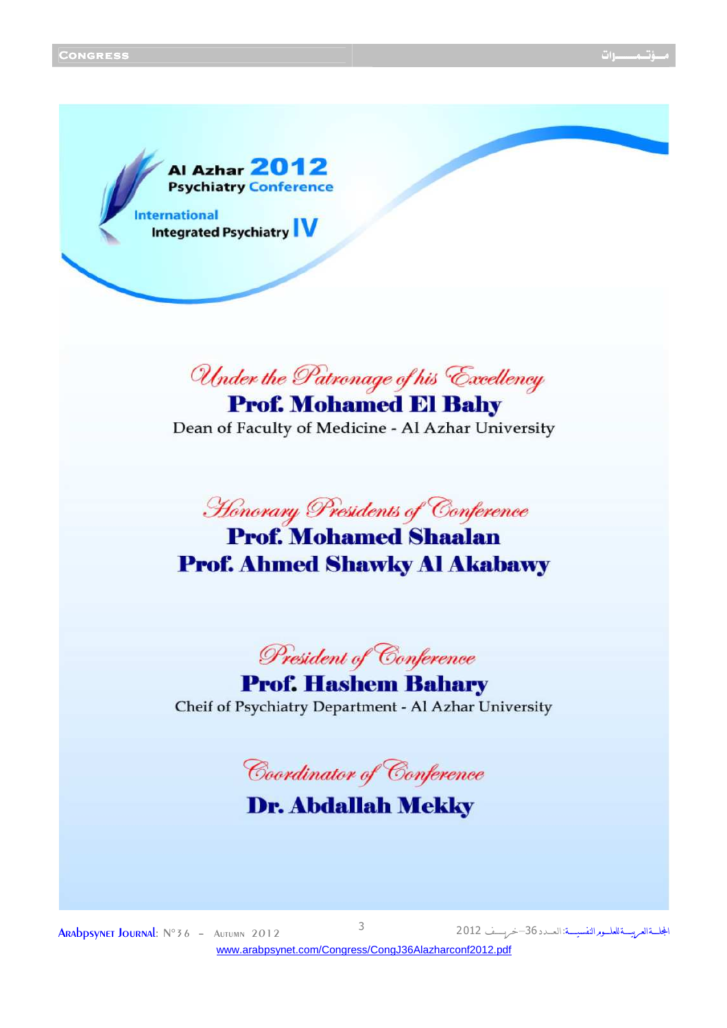# Al Azhar 2012 Psychiatry Conference

## International Integrated Psychiatry IV

*Under the Patronage of his Excellency*

**Prof. Mohamed El Bahy**

Dean of Faculty of Medicine - Al Azhar University

*Honorary Presidents of Conference*

**Prof. Mohamed Shaalan**

**Prof. Ahmed Shawky Al Akabawy**

*President of Conference*

**Prof. Hashem Bahary**

Cheif of Psychiatry Department - Al Azhar University

*Coordinator of Conference*

**Dr. Abdallah Mekky**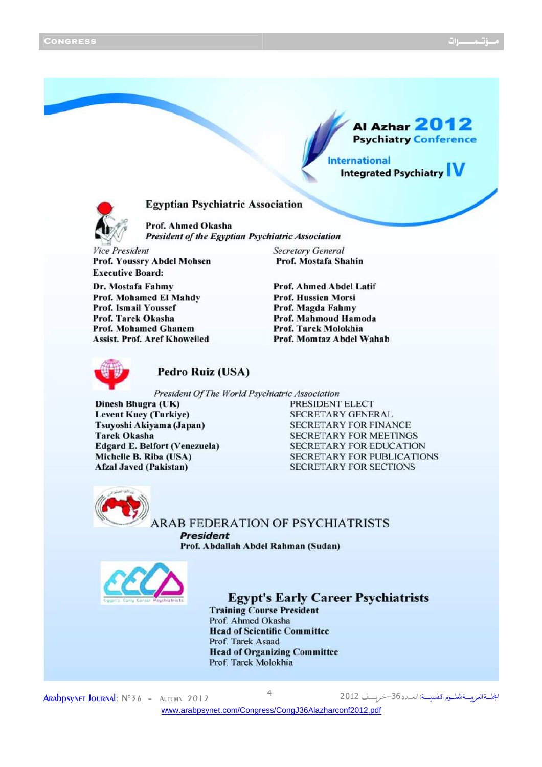**Al Azhar 2012 Psychiatry Conference**

**International Integrated Psychiatry IV**

## Egyptian Psychiatric Association

**Prof. Ahmed Okasha**
*President of the Egyptian Psychiatric Association*

*Vice President*
**Prof. Youssry Abdel Mohsen**

*Secretary General*
**Prof. Mostafa Shahin**

**Executive Board:**

| | |
|---|---|
| **Dr. Mostafa Fahmy** | **Prof. Ahmed Abdel Latif** |
| **Prof. Mohamed El Mahdy** | **Prof. Hussien Morsi** |
| **Prof. Ismail Youssef** | **Prof. Magda Fahmy** |
| **Prof. Tarek Okasha** | **Prof. Mahmoud Hamoda** |
| **Prof. Mohamed Ghanem** | **Prof. Tarek Molokhia** |
| **Assist. Prof. Aref Khoweiled** | **Prof. Momtaz Abdel Wahab** |

## Pedro Ruiz (USA)

*President Of The World Psychiatric Association*

| | |
|---|---|
| **Dinesh Bhugra (UK)** | PRESIDENT ELECT |
| **Levent Kuey (Turkiye)** | SECRETARY GENERAL |
| **Tsuyoshi Akiyama (Japan)** | SECRETARY FOR FINANCE |
| **Tarek Okasha** | SECRETARY FOR MEETINGS |
| **Edgard E. Belfort (Venezuela)** | SECRETARY FOR EDUCATION |
| **Michelle B. Riba (USA)** | SECRETARY FOR PUBLICATIONS |
| **Afzal Javed (Pakistan)** | SECRETARY FOR SECTIONS |

## ARAB FEDERATION OF PSYCHIATRISTS

***President***
**Prof. Abdallah Abdel Rahman (Sudan)**

## Egypt's Early Career Psychiatrists

**Training Course President**
Prof. Ahmed Okasha

**Head of Scientific Committee**
Prof. Tarek Asaad

**Head of Organizing Committee**
Prof. Tarek Molokhia

www.arabpsynet.com/Congress/CongJ36Alazharconf2012.pdf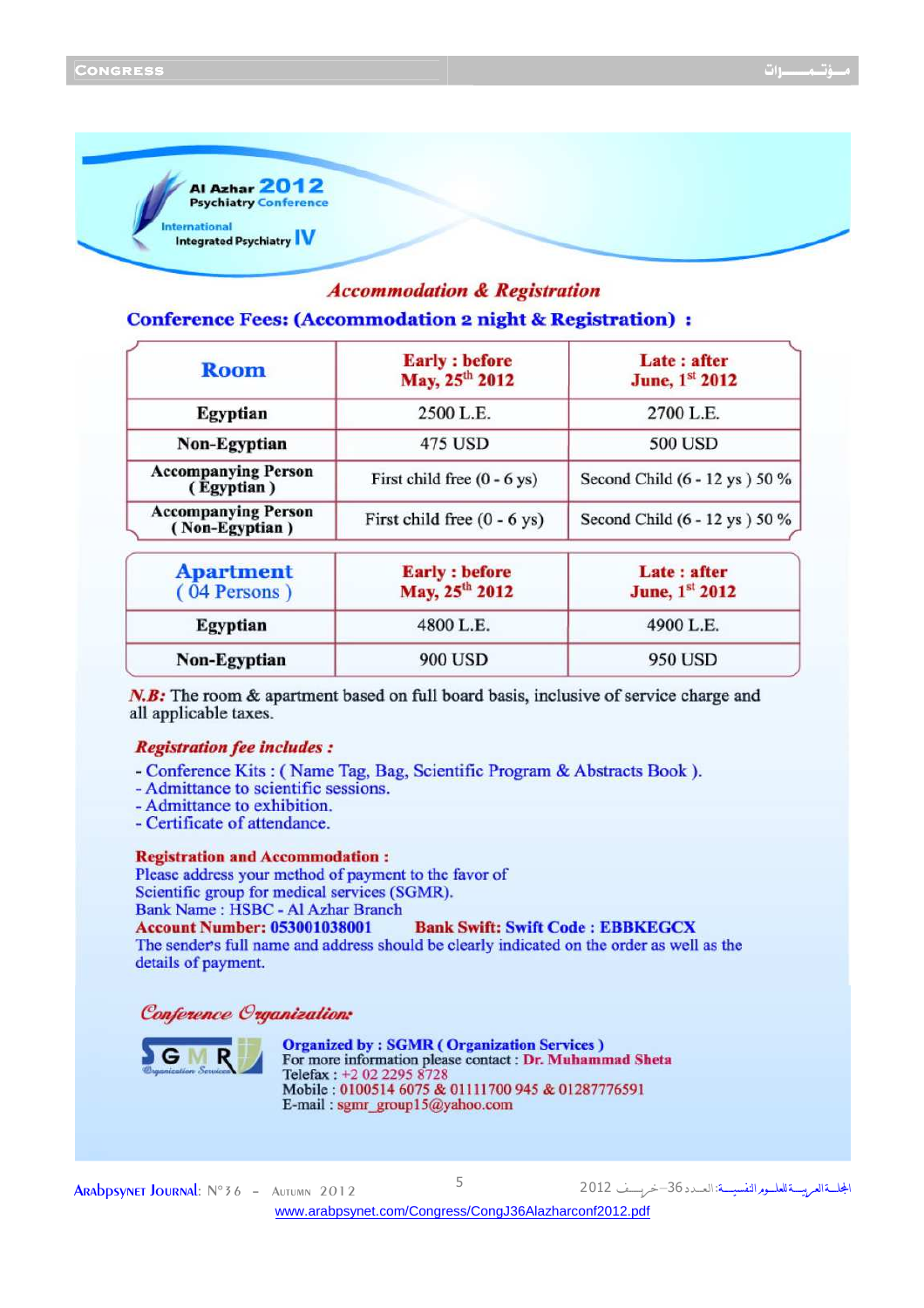Al Azhar 2012
Psychiatry Conference
International
Integrated Psychiatry IV

## Accommodation & Registration

### Conference Fees: (Accommodation 2 night & Registration) :

| Room | Early : before May, 25th 2012 | Late : after June, 1st 2012 |
|---|---|---|
| Egyptian | 2500 L.E. | 2700 L.E. |
| Non-Egyptian | 475 USD | 500 USD |
| Accompanying Person ( Egyptian ) | First child free (0 - 6 ys) | Second Child (6 - 12 ys ) 50 % |
| Accompanying Person ( Non-Egyptian ) | First child free (0 - 6 ys) | Second Child (6 - 12 ys ) 50 % |

| Apartment ( 04 Persons ) | Early : before May, 25th 2012 | Late : after June, 1st 2012 |
|---|---|---|
| Egyptian | 4800 L.E. | 4900 L.E. |
| Non-Egyptian | 900 USD | 950 USD |

***N.B:*** The room & apartment based on full board basis, inclusive of service charge and all applicable taxes.

***Registration fee includes :***

- Conference Kits : ( Name Tag, Bag, Scientific Program & Abstracts Book ).
- Admittance to scientific sessions.
- Admittance to exhibition.
- Certificate of attendance.

**Registration and Accommodation :**

Please address your method of payment to the favor of
Scientific group for medical services (SGMR).
Bank Name : HSBC - Al Azhar Branch
**Account Number: 053001038001** **Bank Swift: Swift Code : EBBKEGCX**
The sender's full name and address should be clearly indicated on the order as well as the details of payment.

***Conference Organization:***

SGMR Organization Services

**Organized by : SGMR ( Organization Services )**
For more information please contact : **Dr. Muhammad Sheta**
Telefax : +2 02 2295 8728
Mobile : 0100514 6075 & 01111700 945 & 01287776591
E-mail : sgmr_group15@yahoo.com

www.arabpsynet.com/Congress/CongJ36Alazharconf2012.pdf